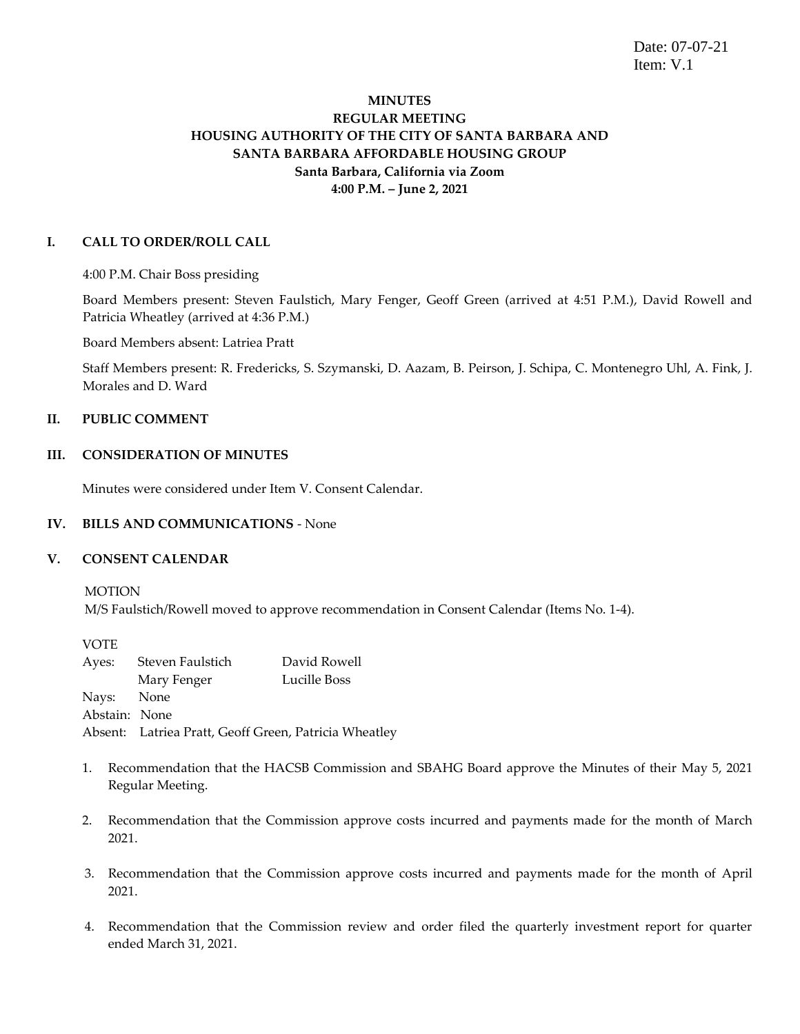Date: 07-07-21
Item: V.1

**MINUTES**
**REGULAR MEETING**
**HOUSING AUTHORITY OF THE CITY OF SANTA BARBARA AND SANTA BARBARA AFFORDABLE HOUSING GROUP**
**Santa Barbara, California via Zoom**
**4:00 P.M. – June 2, 2021**

## I. CALL TO ORDER/ROLL CALL

4:00 P.M. Chair Boss presiding

Board Members present: Steven Faulstich, Mary Fenger, Geoff Green (arrived at 4:51 P.M.), David Rowell and Patricia Wheatley (arrived at 4:36 P.M.)

Board Members absent: Latriea Pratt

Staff Members present: R. Fredericks, S. Szymanski, D. Aazam, B. Peirson, J. Schipa, C. Montenegro Uhl, A. Fink, J. Morales and D. Ward

## II. PUBLIC COMMENT

## III. CONSIDERATION OF MINUTES

Minutes were considered under Item V. Consent Calendar.

## IV. BILLS AND COMMUNICATIONS - None

## V. CONSENT CALENDAR

MOTION
M/S Faulstich/Rowell moved to approve recommendation in Consent Calendar (Items No. 1-4).

VOTE
Ayes: Steven Faulstich, David Rowell, Mary Fenger, Lucille Boss
Nays: None
Abstain: None
Absent: Latriea Pratt, Geoff Green, Patricia Wheatley

1. Recommendation that the HACSB Commission and SBAHG Board approve the Minutes of their May 5, 2021 Regular Meeting.

2. Recommendation that the Commission approve costs incurred and payments made for the month of March 2021.

3. Recommendation that the Commission approve costs incurred and payments made for the month of April 2021.

4. Recommendation that the Commission review and order filed the quarterly investment report for quarter ended March 31, 2021.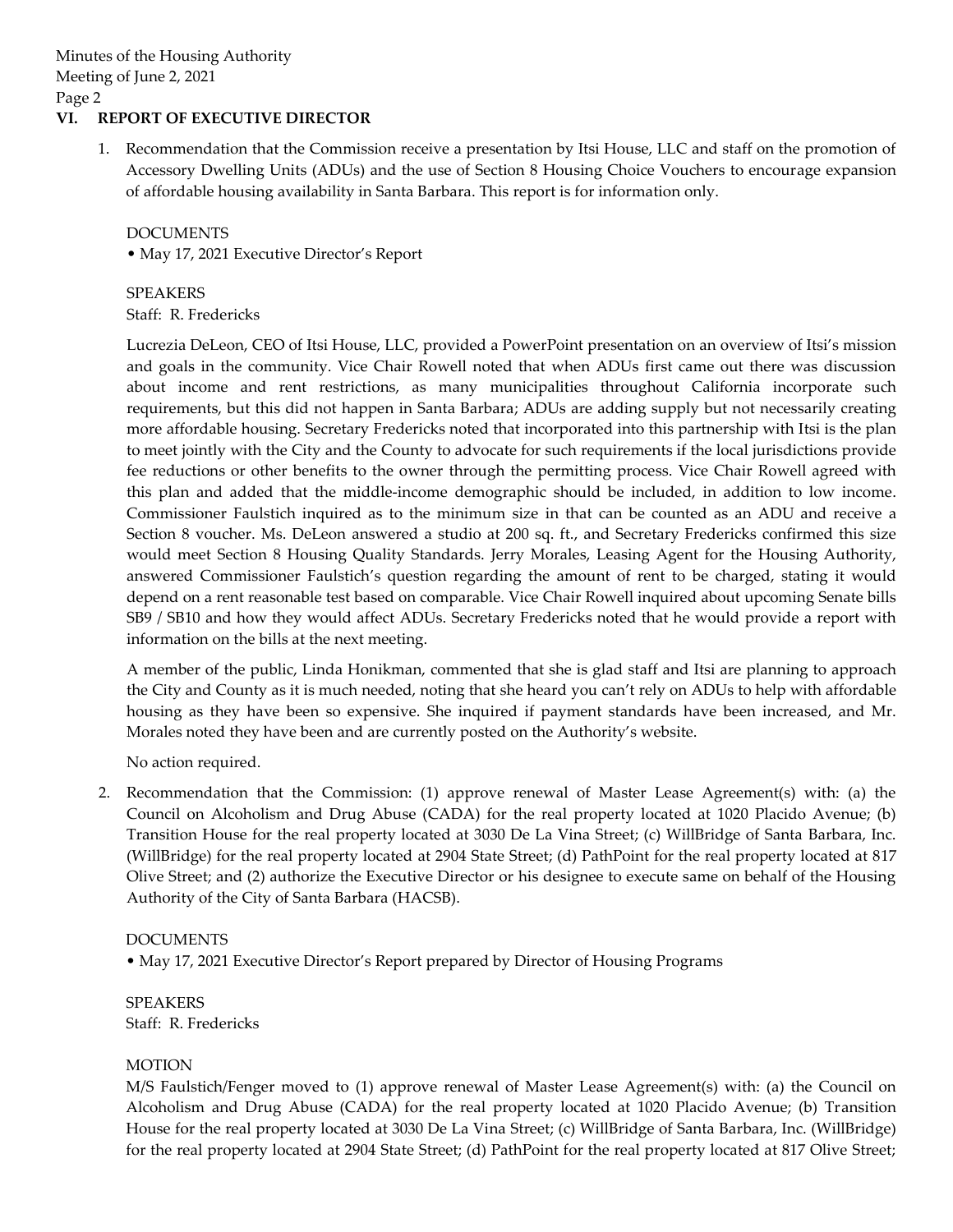## VI. REPORT OF EXECUTIVE DIRECTOR

1. Recommendation that the Commission receive a presentation by Itsi House, LLC and staff on the promotion of Accessory Dwelling Units (ADUs) and the use of Section 8 Housing Choice Vouchers to encourage expansion of affordable housing availability in Santa Barbara. This report is for information only.

   DOCUMENTS
   • May 17, 2021 Executive Director's Report

   SPEAKERS
   Staff: R. Fredericks

   Lucrezia DeLeon, CEO of Itsi House, LLC, provided a PowerPoint presentation on an overview of Itsi's mission and goals in the community. Vice Chair Rowell noted that when ADUs first came out there was discussion about income and rent restrictions, as many municipalities throughout California incorporate such requirements, but this did not happen in Santa Barbara; ADUs are adding supply but not necessarily creating more affordable housing. Secretary Fredericks noted that incorporated into this partnership with Itsi is the plan to meet jointly with the City and the County to advocate for such requirements if the local jurisdictions provide fee reductions or other benefits to the owner through the permitting process. Vice Chair Rowell agreed with this plan and added that the middle-income demographic should be included, in addition to low income. Commissioner Faulstich inquired as to the minimum size in that can be counted as an ADU and receive a Section 8 voucher. Ms. DeLeon answered a studio at 200 sq. ft., and Secretary Fredericks confirmed this size would meet Section 8 Housing Quality Standards. Jerry Morales, Leasing Agent for the Housing Authority, answered Commissioner Faulstich's question regarding the amount of rent to be charged, stating it would depend on a rent reasonable test based on comparable. Vice Chair Rowell inquired about upcoming Senate bills SB9 / SB10 and how they would affect ADUs. Secretary Fredericks noted that he would provide a report with information on the bills at the next meeting.

   A member of the public, Linda Honikman, commented that she is glad staff and Itsi are planning to approach the City and County as it is much needed, noting that she heard you can't rely on ADUs to help with affordable housing as they have been so expensive. She inquired if payment standards have been increased, and Mr. Morales noted they have been and are currently posted on the Authority's website.

   No action required.

2. Recommendation that the Commission: (1) approve renewal of Master Lease Agreement(s) with: (a) the Council on Alcoholism and Drug Abuse (CADA) for the real property located at 1020 Placido Avenue; (b) Transition House for the real property located at 3030 De La Vina Street; (c) WillBridge of Santa Barbara, Inc. (WillBridge) for the real property located at 2904 State Street; (d) PathPoint for the real property located at 817 Olive Street; and (2) authorize the Executive Director or his designee to execute same on behalf of the Housing Authority of the City of Santa Barbara (HACSB).

   DOCUMENTS
   • May 17, 2021 Executive Director's Report prepared by Director of Housing Programs

   SPEAKERS
   Staff: R. Fredericks

   MOTION
   M/S Faulstich/Fenger moved to (1) approve renewal of Master Lease Agreement(s) with: (a) the Council on Alcoholism and Drug Abuse (CADA) for the real property located at 1020 Placido Avenue; (b) Transition House for the real property located at 3030 De La Vina Street; (c) WillBridge of Santa Barbara, Inc. (WillBridge) for the real property located at 2904 State Street; (d) PathPoint for the real property located at 817 Olive Street;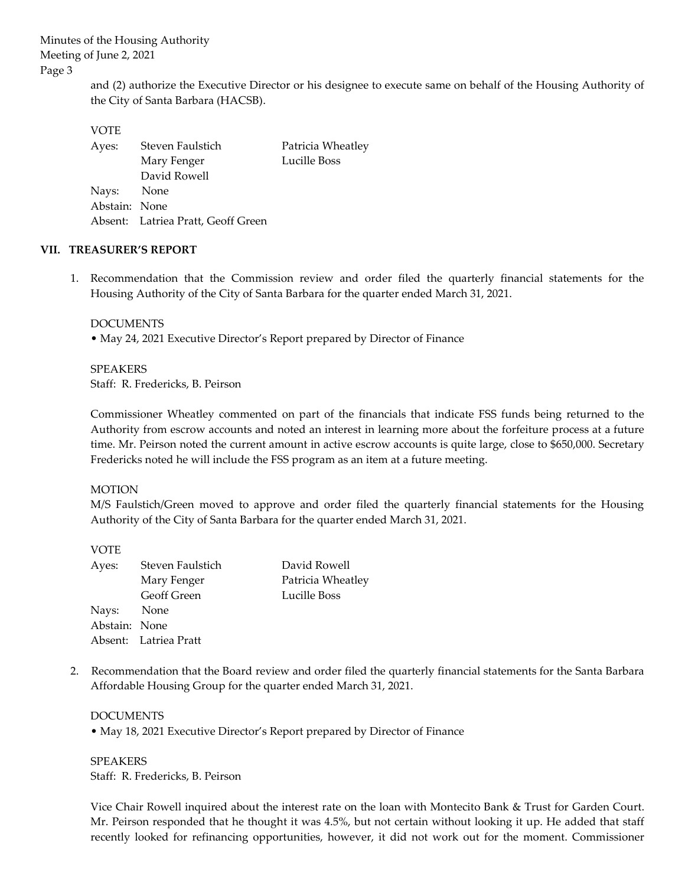and (2) authorize the Executive Director or his designee to execute same on behalf of the Housing Authority of the City of Santa Barbara (HACSB).

VOTE

Ayes: Steven Faulstich, Patricia Wheatley, Mary Fenger, Lucille Boss, David Rowell

Nays: None

Abstain: None

Absent: Latriea Pratt, Geoff Green

## VII. TREASURER'S REPORT

1. Recommendation that the Commission review and order filed the quarterly financial statements for the Housing Authority of the City of Santa Barbara for the quarter ended March 31, 2021.

   DOCUMENTS

   • May 24, 2021 Executive Director's Report prepared by Director of Finance

   SPEAKERS

   Staff: R. Fredericks, B. Peirson

   Commissioner Wheatley commented on part of the financials that indicate FSS funds being returned to the Authority from escrow accounts and noted an interest in learning more about the forfeiture process at a future time. Mr. Peirson noted the current amount in active escrow accounts is quite large, close to $650,000. Secretary Fredericks noted he will include the FSS program as an item at a future meeting.

   MOTION

   M/S Faulstich/Green moved to approve and order filed the quarterly financial statements for the Housing Authority of the City of Santa Barbara for the quarter ended March 31, 2021.

   VOTE

   Ayes: Steven Faulstich, David Rowell, Mary Fenger, Patricia Wheatley, Geoff Green, Lucille Boss

   Nays: None

   Abstain: None

   Absent: Latriea Pratt

2. Recommendation that the Board review and order filed the quarterly financial statements for the Santa Barbara Affordable Housing Group for the quarter ended March 31, 2021.

   DOCUMENTS

   • May 18, 2021 Executive Director's Report prepared by Director of Finance

   SPEAKERS

   Staff: R. Fredericks, B. Peirson

   Vice Chair Rowell inquired about the interest rate on the loan with Montecito Bank & Trust for Garden Court. Mr. Peirson responded that he thought it was 4.5%, but not certain without looking it up. He added that staff recently looked for refinancing opportunities, however, it did not work out for the moment. Commissioner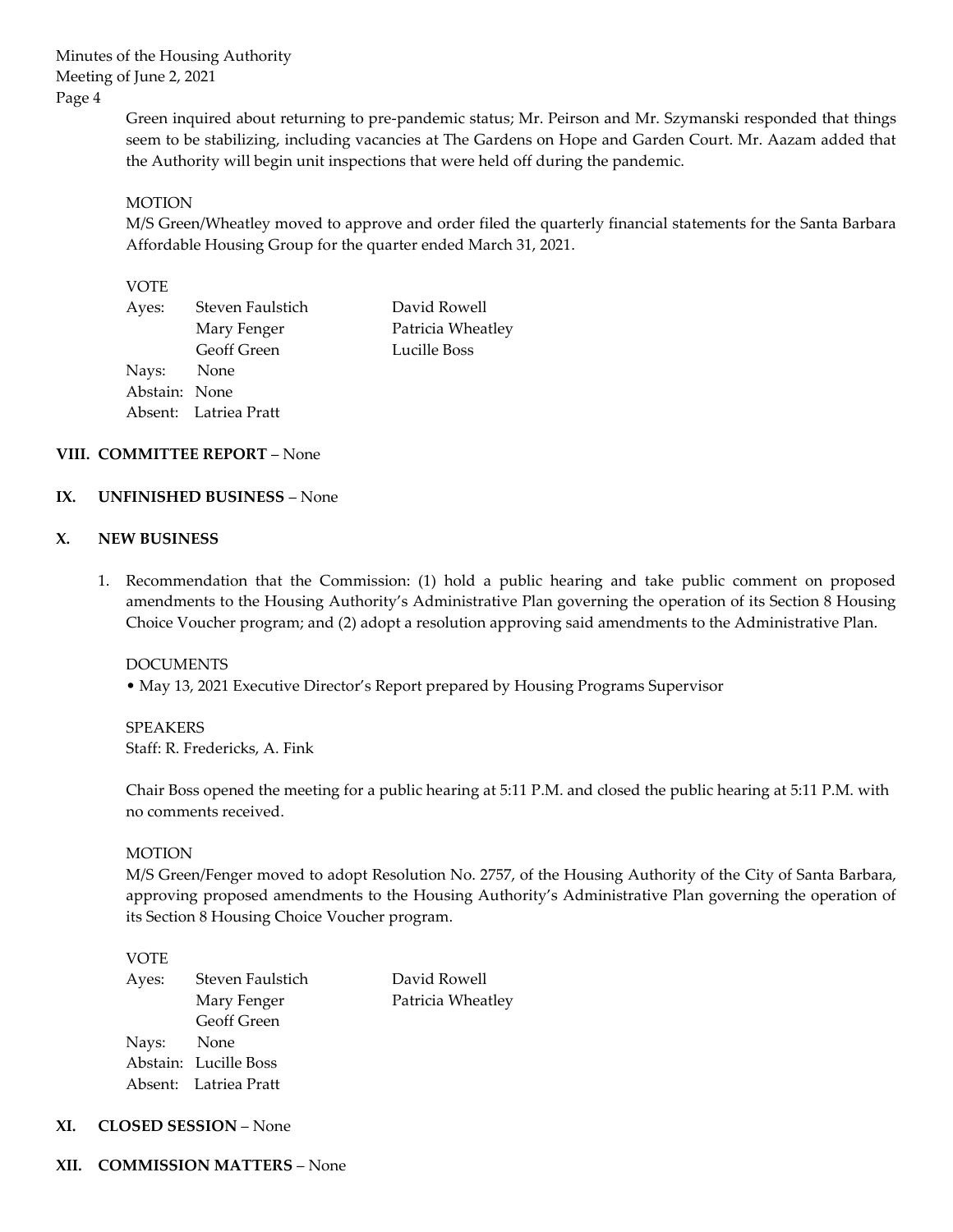Green inquired about returning to pre-pandemic status; Mr. Peirson and Mr. Szymanski responded that things seem to be stabilizing, including vacancies at The Gardens on Hope and Garden Court. Mr. Aazam added that the Authority will begin unit inspections that were held off during the pandemic.

MOTION
M/S Green/Wheatley moved to approve and order filed the quarterly financial statements for the Santa Barbara Affordable Housing Group for the quarter ended March 31, 2021.

VOTE
Ayes: Steven Faulstich, David Rowell, Mary Fenger, Patricia Wheatley, Geoff Green, Lucille Boss
Nays: None
Abstain: None
Absent: Latriea Pratt

## VIII. COMMITTEE REPORT – None

## IX. UNFINISHED BUSINESS – None

## X. NEW BUSINESS

1. Recommendation that the Commission: (1) hold a public hearing and take public comment on proposed amendments to the Housing Authority's Administrative Plan governing the operation of its Section 8 Housing Choice Voucher program; and (2) adopt a resolution approving said amendments to the Administrative Plan.

   DOCUMENTS
   • May 13, 2021 Executive Director's Report prepared by Housing Programs Supervisor

   SPEAKERS
   Staff: R. Fredericks, A. Fink

   Chair Boss opened the meeting for a public hearing at 5:11 P.M. and closed the public hearing at 5:11 P.M. with no comments received.

   MOTION
   M/S Green/Fenger moved to adopt Resolution No. 2757, of the Housing Authority of the City of Santa Barbara, approving proposed amendments to the Housing Authority's Administrative Plan governing the operation of its Section 8 Housing Choice Voucher program.

   VOTE
   Ayes: Steven Faulstich, David Rowell, Mary Fenger, Patricia Wheatley, Geoff Green
   Nays: None
   Abstain: Lucille Boss
   Absent: Latriea Pratt

## XI. CLOSED SESSION – None

## XII. COMMISSION MATTERS – None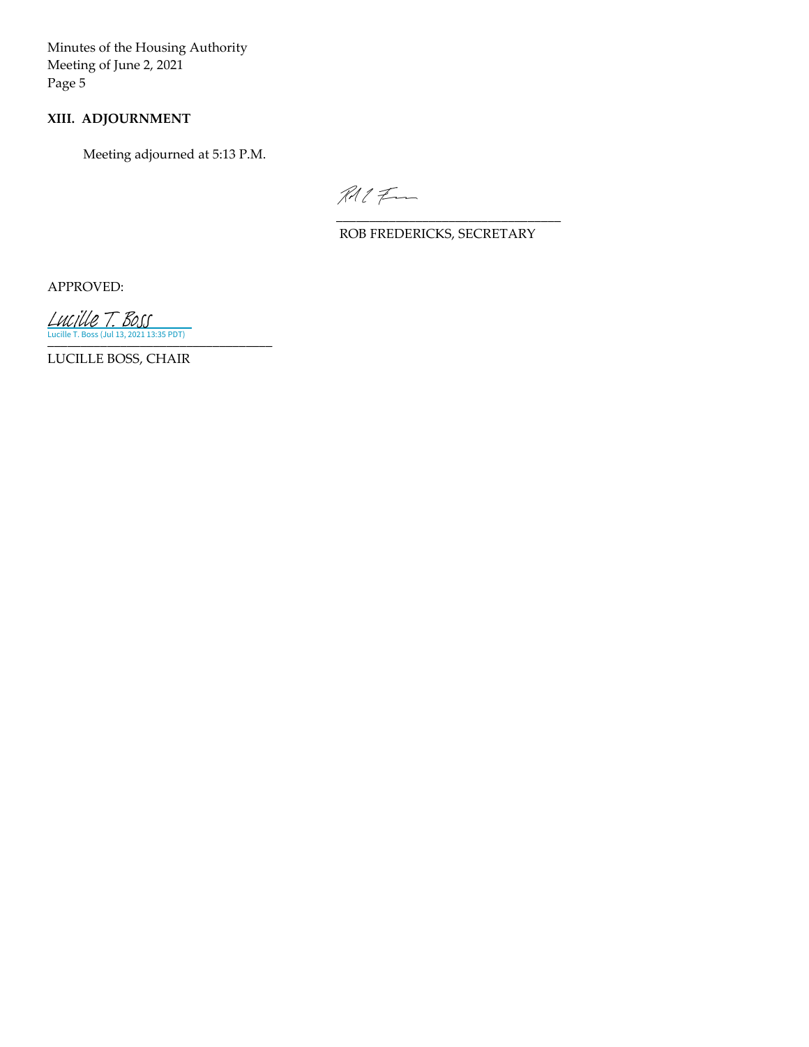## XIII. ADJOURNMENT

Meeting adjourned at 5:13 P.M.

ROB FREDERICKS, SECRETARY

APPROVED:

Lucille T. Boss
Lucille T. Boss (Jul 13, 2021 13:35 PDT)

LUCILLE BOSS, CHAIR